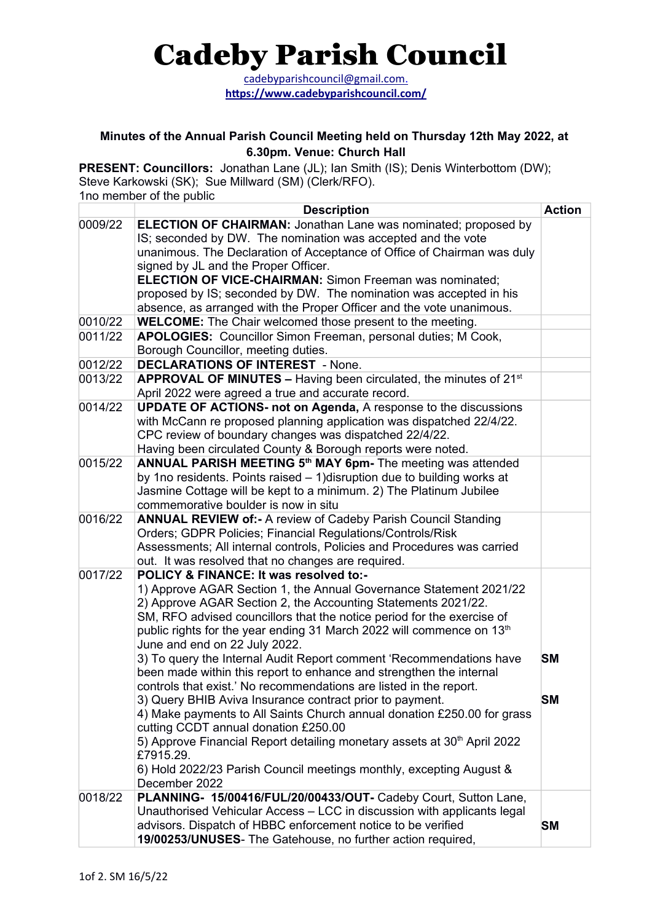# Cadeby Parish Council

cadebyparishcouncil@gmail.com.
**https://www.cadebyparishcouncil.com/**

**Minutes of the Annual Parish Council Meeting held on Thursday 12th May 2022, at 6.30pm. Venue: Church Hall**

**PRESENT: Councillors:** Jonathan Lane (JL); Ian Smith (IS); Denis Winterbottom (DW); Steve Karkowski (SK); Sue Millward (SM) (Clerk/RFO).
1no member of the public

| | Description | Action |
|---|---|---|
| 0009/22 | **ELECTION OF CHAIRMAN:** Jonathan Lane was nominated; proposed by IS; seconded by DW. The nomination was accepted and the vote unanimous. The Declaration of Acceptance of Office of Chairman was duly signed by JL and the Proper Officer.<br>**ELECTION OF VICE-CHAIRMAN:** Simon Freeman was nominated; proposed by IS; seconded by DW. The nomination was accepted in his absence, as arranged with the Proper Officer and the vote unanimous. | |
| 0010/22 | **WELCOME:** The Chair welcomed those present to the meeting. | |
| 0011/22 | **APOLOGIES:** Councillor Simon Freeman, personal duties; M Cook, Borough Councillor, meeting duties. | |
| 0012/22 | **DECLARATIONS OF INTEREST** - None. | |
| 0013/22 | **APPROVAL OF MINUTES –** Having been circulated, the minutes of 21st April 2022 were agreed a true and accurate record. | |
| 0014/22 | **UPDATE OF ACTIONS- not on Agenda,** A response to the discussions with McCann re proposed planning application was dispatched 22/4/22. CPC review of boundary changes was dispatched 22/4/22.<br>Having been circulated County & Borough reports were noted. | |
| 0015/22 | **ANNUAL PARISH MEETING 5th MAY 6pm-** The meeting was attended by 1no residents. Points raised – 1)disruption due to building works at Jasmine Cottage will be kept to a minimum. 2) The Platinum Jubilee commemorative boulder is now in situ | |
| 0016/22 | **ANNUAL REVIEW of:-** A review of Cadeby Parish Council Standing Orders; GDPR Policies; Financial Regulations/Controls/Risk Assessments; All internal controls, Policies and Procedures was carried out. It was resolved that no changes are required. | |
| 0017/22 | **POLICY & FINANCE: It was resolved to:-**<br>1) Approve AGAR Section 1, the Annual Governance Statement 2021/22<br>2) Approve AGAR Section 2, the Accounting Statements 2021/22.<br>SM, RFO advised councillors that the notice period for the exercise of public rights for the year ending 31 March 2022 will commence on 13th June and end on 22 July 2022.<br>3) To query the Internal Audit Report comment 'Recommendations have been made within this report to enhance and strengthen the internal controls that exist.' No recommendations are listed in the report.<br>3) Query BHIB Aviva Insurance contract prior to payment.<br>4) Make payments to All Saints Church annual donation £250.00 for grass cutting CCDT annual donation £250.00<br>5) Approve Financial Report detailing monetary assets at 30th April 2022 £7915.29.<br>6) Hold 2022/23 Parish Council meetings monthly, excepting August & December 2022 | **SM**<br><br>**SM** |
| 0018/22 | **PLANNING- 15/00416/FUL/20/00433/OUT-** Cadeby Court, Sutton Lane, Unauthorised Vehicular Access – LCC in discussion with applicants legal advisors. Dispatch of HBBC enforcement notice to be verified<br>**19/00253/UNUSES**- The Gatehouse, no further action required, | **SM** |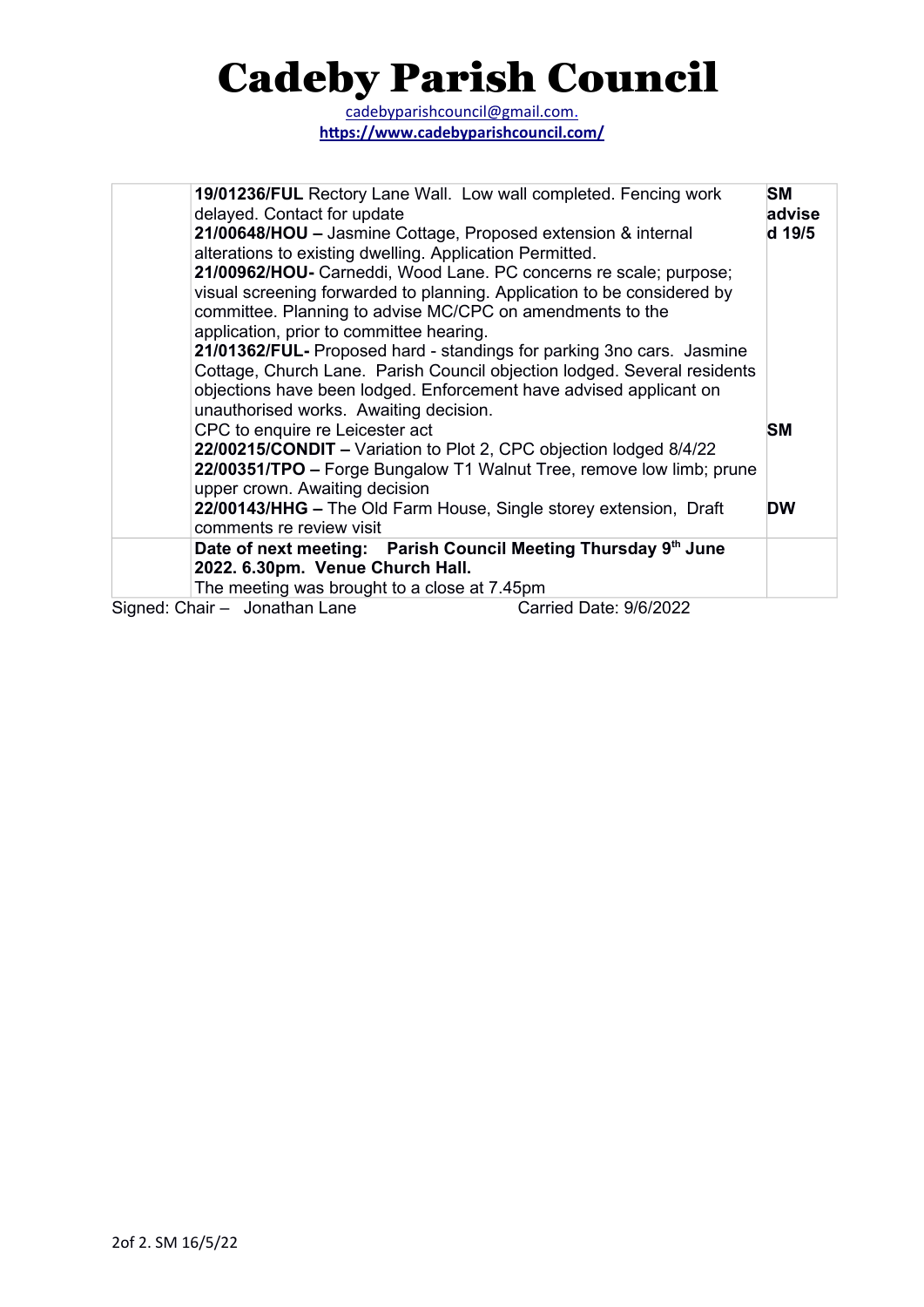# Cadeby Parish Council

cadebyparishcouncil@gmail.com.
https://www.cadebyparishcouncil.com/

| | | |
|---|---|---|
| | **19/01236/FUL** Rectory Lane Wall. Low wall completed. Fencing work delayed. Contact for update<br>**21/00648/HOU –** Jasmine Cottage, Proposed extension & internal alterations to existing dwelling. Application Permitted.<br>**21/00962/HOU-** Carneddi, Wood Lane. PC concerns re scale; purpose; visual screening forwarded to planning. Application to be considered by committee. Planning to advise MC/CPC on amendments to the application, prior to committee hearing.<br>**21/01362/FUL-** Proposed hard - standings for parking 3no cars. Jasmine Cottage, Church Lane. Parish Council objection lodged. Several residents objections have been lodged. Enforcement have advised applicant on unauthorised works. Awaiting decision.<br>CPC to enquire re Leicester act<br>**22/00215/CONDIT –** Variation to Plot 2, CPC objection lodged 8/4/22<br>**22/00351/TPO –** Forge Bungalow T1 Walnut Tree, remove low limb; prune upper crown. Awaiting decision<br>**22/00143/HHG –** The Old Farm House, Single storey extension, Draft comments re review visit | **SM advised 19/5**<br><br><br><br><br><br><br><br><br><br>**SM**<br><br><br><br>**DW** |
| | **Date of next meeting: Parish Council Meeting Thursday 9th June 2022. 6.30pm. Venue Church Hall.**<br>The meeting was brought to a close at 7.45pm | |

Signed: Chair – Jonathan Lane Carried Date: 9/6/2022

2of 2. SM 16/5/22